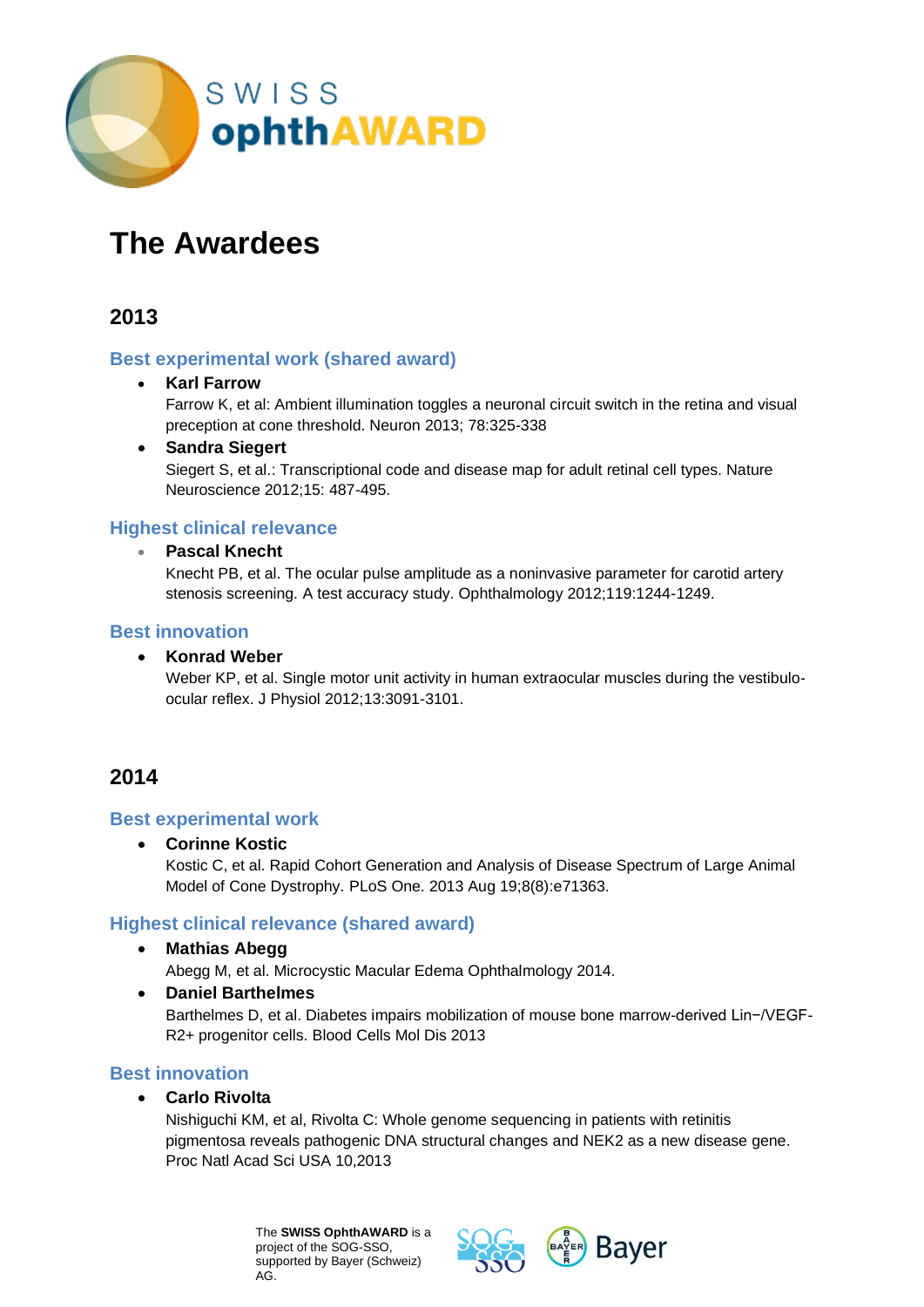SWISS ophthAWARD

# The Awardees

## 2013

### Best experimental work (shared award)

- **Karl Farrow**
  Farrow K, et al: Ambient illumination toggles a neuronal circuit switch in the retina and visual preception at cone threshold. Neuron 2013; 78:325-338
- **Sandra Siegert**
  Siegert S, et al.: Transcriptional code and disease map for adult retinal cell types. Nature Neuroscience 2012;15: 487-495.

### Highest clinical relevance

- **Pascal Knecht**
  Knecht PB, et al. The ocular pulse amplitude as a noninvasive parameter for carotid artery stenosis screening. A test accuracy study. Ophthalmology 2012;119:1244-1249.

### Best innovation

- **Konrad Weber**
  Weber KP, et al. Single motor unit activity in human extraocular muscles during the vestibulo-ocular reflex. J Physiol 2012;13:3091-3101.

## 2014

### Best experimental work

- **Corinne Kostic**
  Kostic C, et al. Rapid Cohort Generation and Analysis of Disease Spectrum of Large Animal Model of Cone Dystrophy. PLoS One. 2013 Aug 19;8(8):e71363.

### Highest clinical relevance (shared award)

- **Mathias Abegg**
  Abegg M, et al. Microcystic Macular Edema Ophthalmology 2014.
- **Daniel Barthelmes**
  Barthelmes D, et al. Diabetes impairs mobilization of mouse bone marrow-derived Lin−/VEGF-R2+ progenitor cells. Blood Cells Mol Dis 2013

### Best innovation

- **Carlo Rivolta**
  Nishiguchi KM, et al, Rivolta C: Whole genome sequencing in patients with retinitis pigmentosa reveals pathogenic DNA structural changes and NEK2 as a new disease gene. Proc Natl Acad Sci USA 10,2013

The **SWISS OphthAWARD** is a project of the SOG-SSO, supported by Bayer (Schweiz) AG.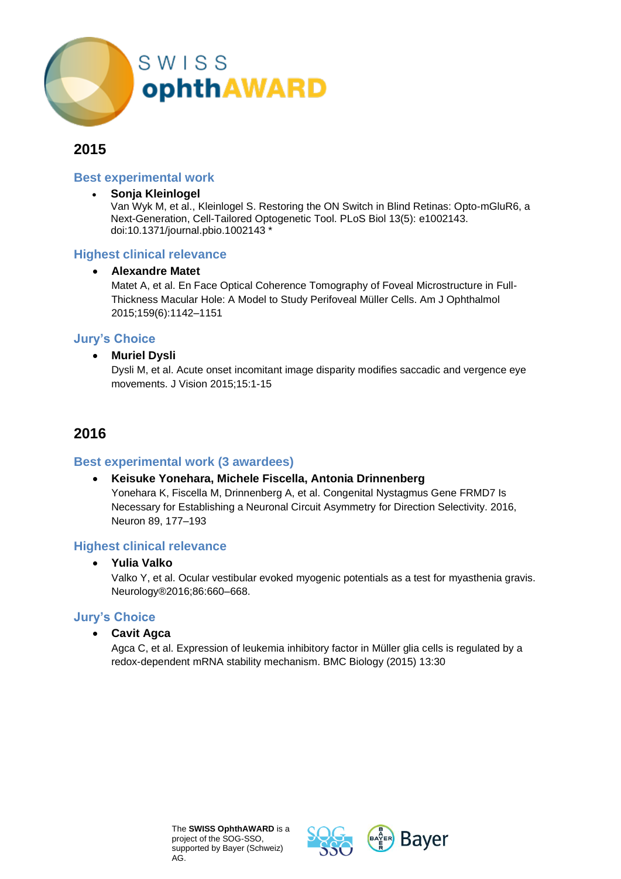# SWISS ophthAWARD

## 2015

### Best experimental work

- **Sonja Kleinlogel**
  Van Wyk M, et al., Kleinlogel S. Restoring the ON Switch in Blind Retinas: Opto-mGluR6, a Next-Generation, Cell-Tailored Optogenetic Tool. PLoS Biol 13(5): e1002143. doi:10.1371/journal.pbio.1002143 *

### Highest clinical relevance

- **Alexandre Matet**
  Matet A, et al. En Face Optical Coherence Tomography of Foveal Microstructure in Full-Thickness Macular Hole: A Model to Study Perifoveal Müller Cells. Am J Ophthalmol 2015;159(6):1142–1151

### Jury's Choice

- **Muriel Dysli**
  Dysli M, et al. Acute onset incomitant image disparity modifies saccadic and vergence eye movements. J Vision 2015;15:1-15

## 2016

### Best experimental work (3 awardees)

- **Keisuke Yonehara, Michele Fiscella, Antonia Drinnenberg**
  Yonehara K, Fiscella M, Drinnenberg A, et al. Congenital Nystagmus Gene FRMD7 Is Necessary for Establishing a Neuronal Circuit Asymmetry for Direction Selectivity. 2016, Neuron 89, 177–193

### Highest clinical relevance

- **Yulia Valko**
  Valko Y, et al. Ocular vestibular evoked myogenic potentials as a test for myasthenia gravis. Neurology®2016;86:660–668.

### Jury's Choice

- **Cavit Agca**
  Agca C, et al. Expression of leukemia inhibitory factor in Müller glia cells is regulated by a redox-dependent mRNA stability mechanism. BMC Biology (2015) 13:30

The **SWISS OphthAWARD** is a project of the SOG-SSO, supported by Bayer (Schweiz) AG.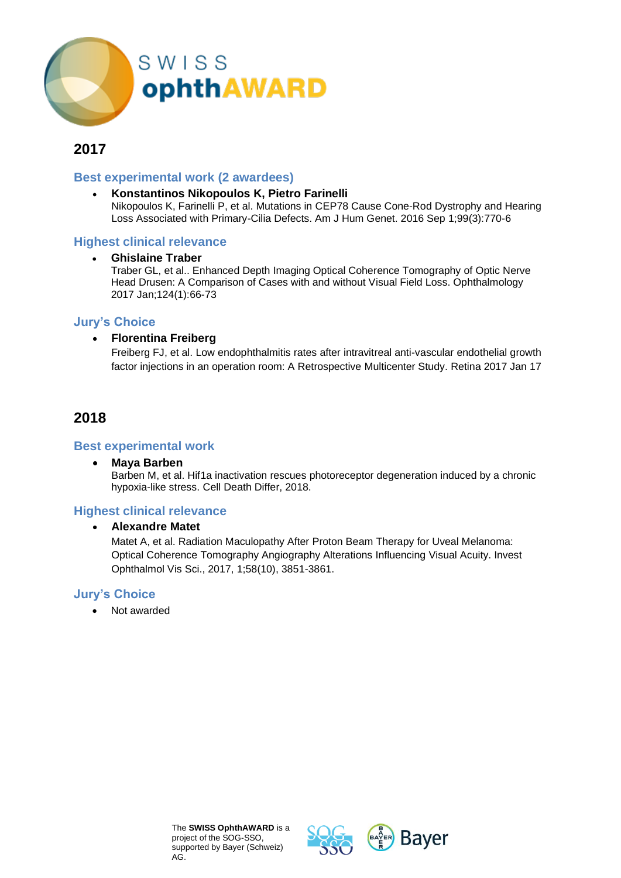SWISS ophthAWARD

## 2017

### Best experimental work (2 awardees)

- **Konstantinos Nikopoulos K, Pietro Farinelli**
  Nikopoulos K, Farinelli P, et al. Mutations in CEP78 Cause Cone-Rod Dystrophy and Hearing Loss Associated with Primary-Cilia Defects. Am J Hum Genet. 2016 Sep 1;99(3):770-6

### Highest clinical relevance

- **Ghislaine Traber**
  Traber GL, et al.. Enhanced Depth Imaging Optical Coherence Tomography of Optic Nerve Head Drusen: A Comparison of Cases with and without Visual Field Loss. Ophthalmology 2017 Jan;124(1):66-73

### Jury's Choice

- **Florentina Freiberg**
  Freiberg FJ, et al. Low endophthalmitis rates after intravitreal anti-vascular endothelial growth factor injections in an operation room: A Retrospective Multicenter Study. Retina 2017 Jan 17

## 2018

### Best experimental work

- **Maya Barben**
  Barben M, et al. Hif1a inactivation rescues photoreceptor degeneration induced by a chronic hypoxia-like stress. Cell Death Differ, 2018.

### Highest clinical relevance

- **Alexandre Matet**
  Matet A, et al. Radiation Maculopathy After Proton Beam Therapy for Uveal Melanoma: Optical Coherence Tomography Angiography Alterations Influencing Visual Acuity. Invest Ophthalmol Vis Sci., 2017, 1;58(10), 3851-3861.

### Jury's Choice

- Not awarded

The **SWISS OphthAWARD** is a project of the SOG-SSO, supported by Bayer (Schweiz) AG.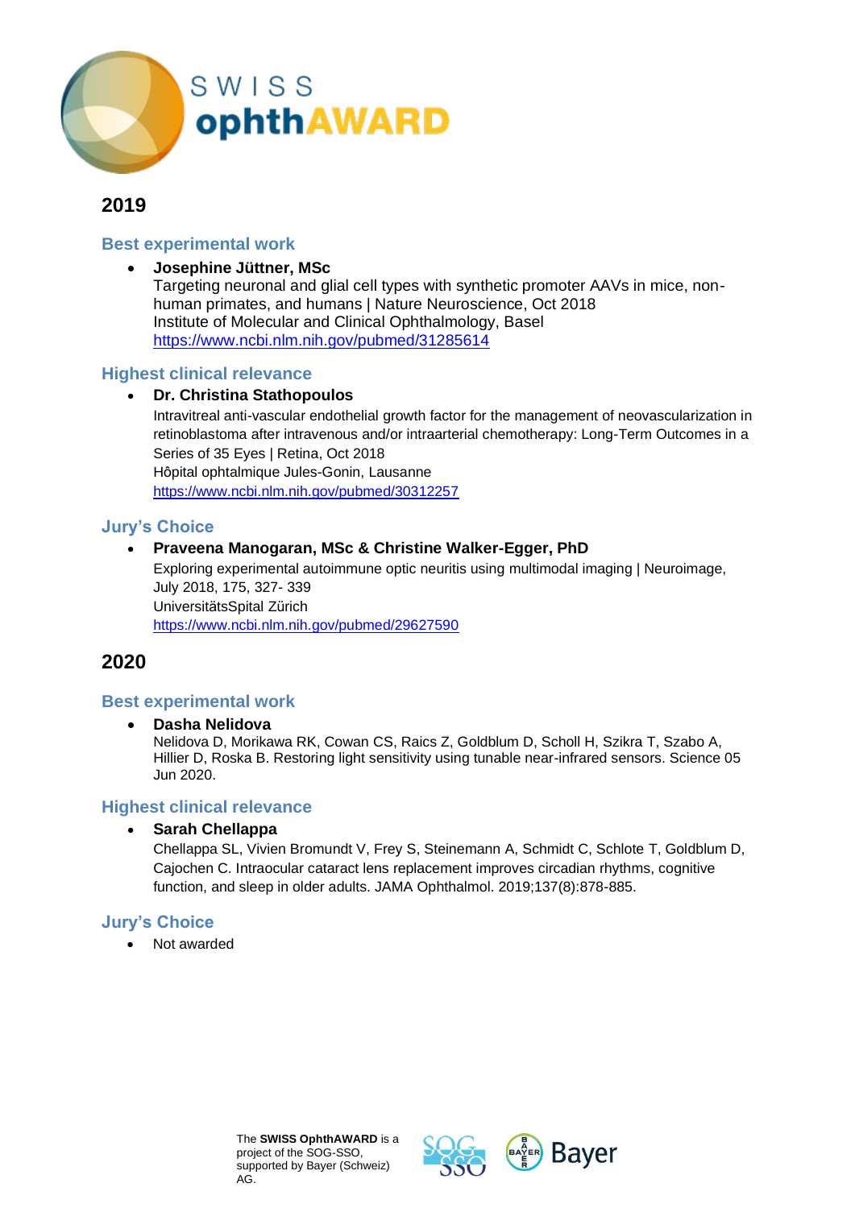# SWISS ophthAWARD

## 2019

### Best experimental work

- **Josephine Jüttner, MSc**
  Targeting neuronal and glial cell types with synthetic promoter AAVs in mice, non-human primates, and humans | Nature Neuroscience, Oct 2018
  Institute of Molecular and Clinical Ophthalmology, Basel
  https://www.ncbi.nlm.nih.gov/pubmed/31285614

### Highest clinical relevance

- **Dr. Christina Stathopoulos**
  Intravitreal anti-vascular endothelial growth factor for the management of neovascularization in retinoblastoma after intravenous and/or intraarterial chemotherapy: Long-Term Outcomes in a Series of 35 Eyes | Retina, Oct 2018
  Hôpital ophtalmique Jules-Gonin, Lausanne
  https://www.ncbi.nlm.nih.gov/pubmed/30312257

### Jury's Choice

- **Praveena Manogaran, MSc & Christine Walker-Egger, PhD**
  Exploring experimental autoimmune optic neuritis using multimodal imaging | Neuroimage, July 2018, 175, 327- 339
  UniversitätsSpital Zürich
  https://www.ncbi.nlm.nih.gov/pubmed/29627590

## 2020

### Best experimental work

- **Dasha Nelidova**
  Nelidova D, Morikawa RK, Cowan CS, Raics Z, Goldblum D, Scholl H, Szikra T, Szabo A, Hillier D, Roska B. Restoring light sensitivity using tunable near-infrared sensors. Science 05 Jun 2020.

### Highest clinical relevance

- **Sarah Chellappa**
  Chellappa SL, Vivien Bromundt V, Frey S, Steinemann A, Schmidt C, Schlote T, Goldblum D, Cajochen C. Intraocular cataract lens replacement improves circadian rhythms, cognitive function, and sleep in older adults. JAMA Ophthalmol. 2019;137(8):878-885.

### Jury's Choice

- Not awarded

The **SWISS OphthAWARD** is a project of the SOG-SSO, supported by Bayer (Schweiz) AG.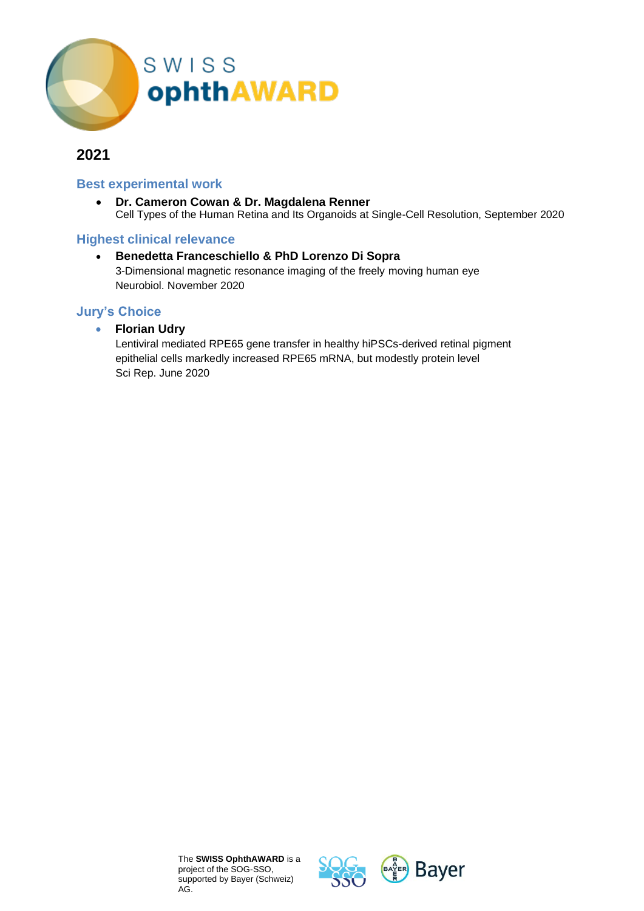## 2021

### Best experimental work

- **Dr. Cameron Cowan & Dr. Magdalena Renner**
  Cell Types of the Human Retina and Its Organoids at Single-Cell Resolution, September 2020

### Highest clinical relevance

- **Benedetta Franceschiello & PhD Lorenzo Di Sopra**
  3-Dimensional magnetic resonance imaging of the freely moving human eye
  Neurobiol. November 2020

### Jury's Choice

- **Florian Udry**
  Lentiviral mediated RPE65 gene transfer in healthy hiPSCs-derived retinal pigment epithelial cells markedly increased RPE65 mRNA, but modestly protein level
  Sci Rep. June 2020

The **SWISS OphthAWARD** is a project of the SOG-SSO, supported by Bayer (Schweiz) AG.